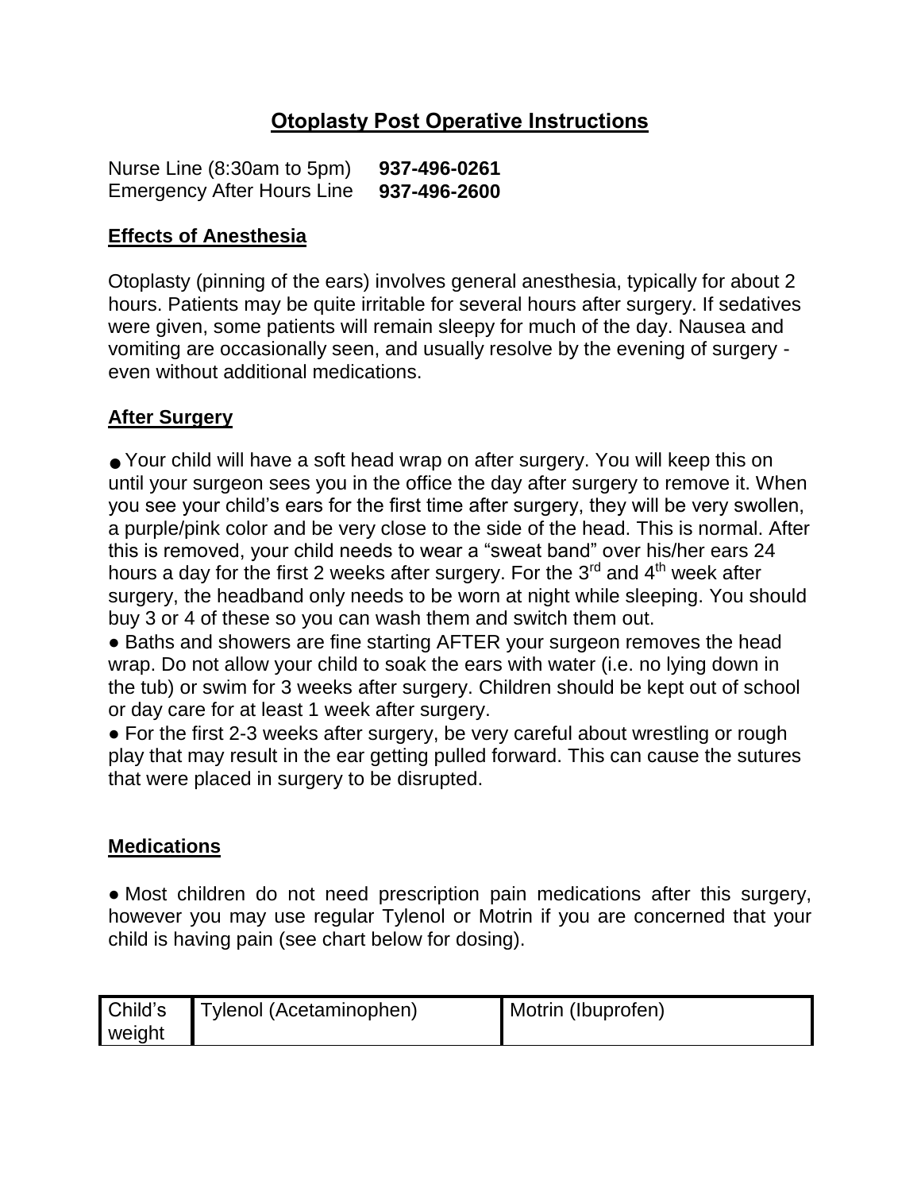# Otoplasty Post Operative Instructions

Nurse Line (8:30am to 5pm) **937-496-0261**
Emergency After Hours Line **937-496-2600**

## Effects of Anesthesia

Otoplasty (pinning of the ears) involves general anesthesia, typically for about 2 hours. Patients may be quite irritable for several hours after surgery. If sedatives were given, some patients will remain sleepy for much of the day. Nausea and vomiting are occasionally seen, and usually resolve by the evening of surgery - even without additional medications.

## After Surgery

- Your child will have a soft head wrap on after surgery. You will keep this on until your surgeon sees you in the office the day after surgery to remove it. When you see your child's ears for the first time after surgery, they will be very swollen, a purple/pink color and be very close to the side of the head. This is normal. After this is removed, your child needs to wear a "sweat band" over his/her ears 24 hours a day for the first 2 weeks after surgery. For the 3rd and 4th week after surgery, the headband only needs to be worn at night while sleeping. You should buy 3 or 4 of these so you can wash them and switch them out.
- Baths and showers are fine starting AFTER your surgeon removes the head wrap. Do not allow your child to soak the ears with water (i.e. no lying down in the tub) or swim for 3 weeks after surgery. Children should be kept out of school or day care for at least 1 week after surgery.
- For the first 2-3 weeks after surgery, be very careful about wrestling or rough play that may result in the ear getting pulled forward. This can cause the sutures that were placed in surgery to be disrupted.

## Medications

- Most children do not need prescription pain medications after this surgery, however you may use regular Tylenol or Motrin if you are concerned that your child is having pain (see chart below for dosing).

| Child's weight | Tylenol (Acetaminophen) | Motrin (Ibuprofen) |
|---|---|---|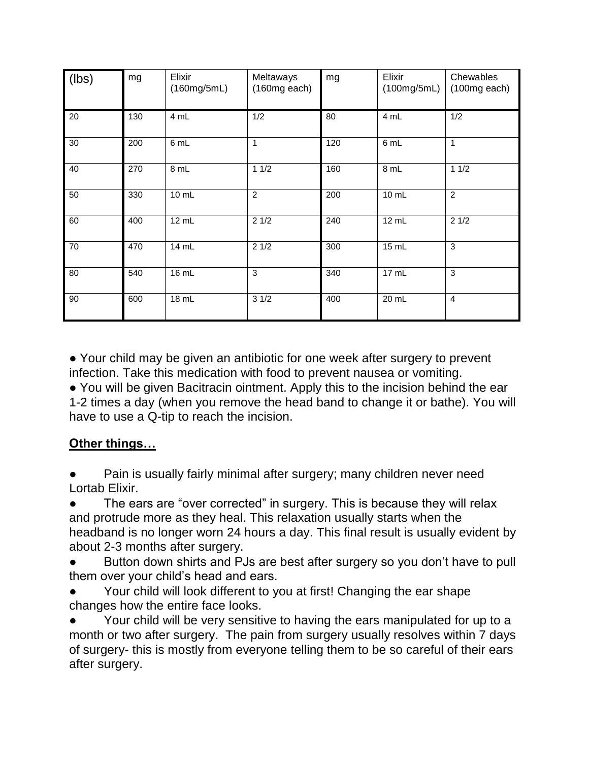| (lbs) | mg | Elixir (160mg/5mL) | Meltaways (160mg each) | mg | Elixir (100mg/5mL) | Chewables (100mg each) |
|---|---|---|---|---|---|---|
| 20 | 130 | 4 mL | 1/2 | 80 | 4 mL | 1/2 |
| 30 | 200 | 6 mL | 1 | 120 | 6 mL | 1 |
| 40 | 270 | 8 mL | 1 1/2 | 160 | 8 mL | 1 1/2 |
| 50 | 330 | 10 mL | 2 | 200 | 10 mL | 2 |
| 60 | 400 | 12 mL | 2 1/2 | 240 | 12 mL | 2 1/2 |
| 70 | 470 | 14 mL | 2 1/2 | 300 | 15 mL | 3 |
| 80 | 540 | 16 mL | 3 | 340 | 17 mL | 3 |
| 90 | 600 | 18 mL | 3 1/2 | 400 | 20 mL | 4 |

- Your child may be given an antibiotic for one week after surgery to prevent infection. Take this medication with food to prevent nausea or vomiting.
- You will be given Bacitracin ointment. Apply this to the incision behind the ear 1-2 times a day (when you remove the head band to change it or bathe). You will have to use a Q-tip to reach the incision.

## **Other things…**

- Pain is usually fairly minimal after surgery; many children never need Lortab Elixir.
- The ears are "over corrected" in surgery. This is because they will relax and protrude more as they heal. This relaxation usually starts when the headband is no longer worn 24 hours a day. This final result is usually evident by about 2-3 months after surgery.
- Button down shirts and PJs are best after surgery so you don't have to pull them over your child's head and ears.
- Your child will look different to you at first! Changing the ear shape changes how the entire face looks.
- Your child will be very sensitive to having the ears manipulated for up to a month or two after surgery. The pain from surgery usually resolves within 7 days of surgery- this is mostly from everyone telling them to be so careful of their ears after surgery.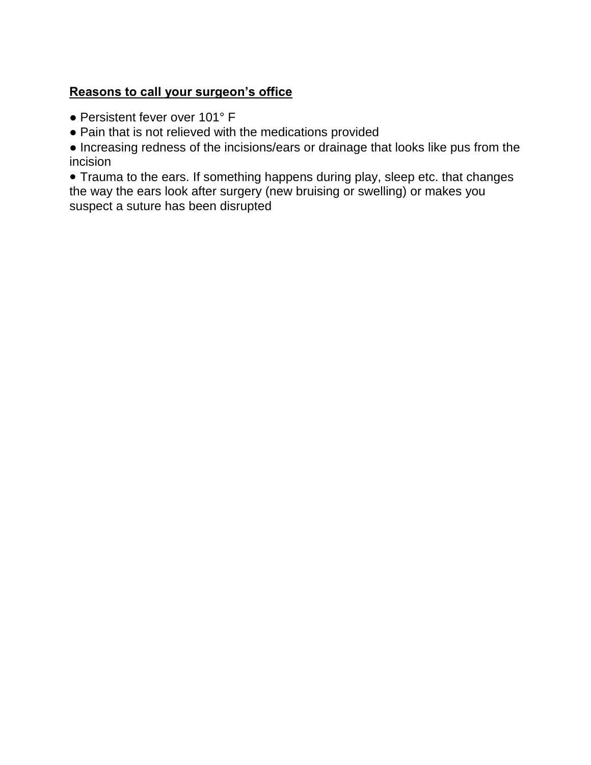**Reasons to call your surgeon's office**

- Persistent fever over 101° F
- Pain that is not relieved with the medications provided
- Increasing redness of the incisions/ears or drainage that looks like pus from the incision
- Trauma to the ears. If something happens during play, sleep etc. that changes the way the ears look after surgery (new bruising or swelling) or makes you suspect a suture has been disrupted